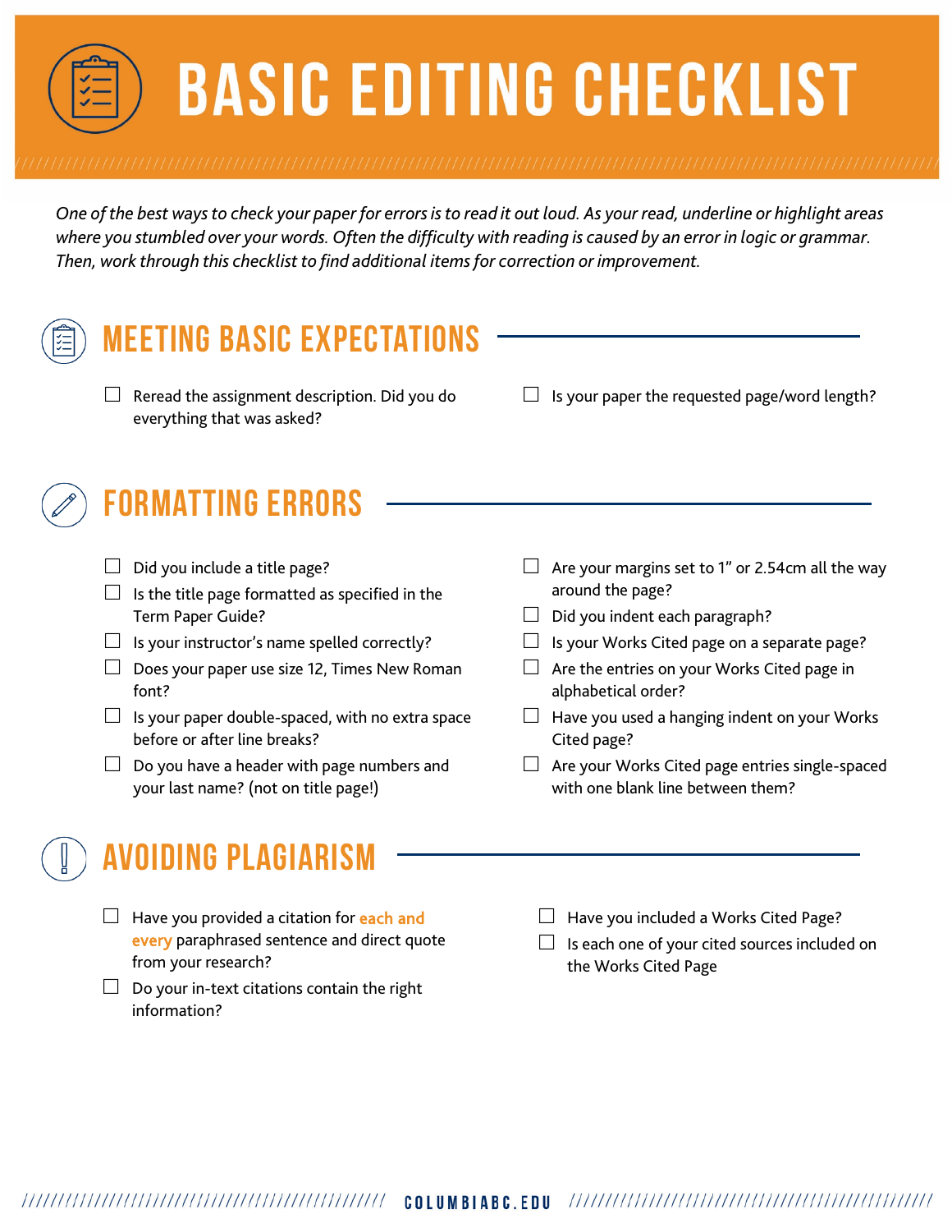# BASIC EDITING CHECKLIST

*One of the best ways to check your paper for errors is to read it out loud. As your read, underline or highlight areas where you stumbled over your words. Often the difficulty with reading is caused by an error in logic or grammar. Then, work through this checklist to find additional items for correction or improvement.*

## MEETING BASIC EXPECTATIONS

- [ ] Reread the assignment description. Did you do everything that was asked?
- [ ] Is your paper the requested page/word length?

## FORMATTING ERRORS

- [ ] Did you include a title page?
- [ ] Is the title page formatted as specified in the Term Paper Guide?
- [ ] Is your instructor's name spelled correctly?
- [ ] Does your paper use size 12, Times New Roman font?
- [ ] Is your paper double-spaced, with no extra space before or after line breaks?
- [ ] Do you have a header with page numbers and your last name? (not on title page!)
- [ ] Are your margins set to 1" or 2.54cm all the way around the page?
- [ ] Did you indent each paragraph?
- [ ] Is your Works Cited page on a separate page?
- [ ] Are the entries on your Works Cited page in alphabetical order?
- [ ] Have you used a hanging indent on your Works Cited page?
- [ ] Are your Works Cited page entries single-spaced with one blank line between them?

## AVOIDING PLAGIARISM

- [ ] Have you provided a citation for **each and every** paraphrased sentence and direct quote from your research?
- [ ] Do your in-text citations contain the right information?
- [ ] Have you included a Works Cited Page?
- [ ] Is each one of your cited sources included on the Works Cited Page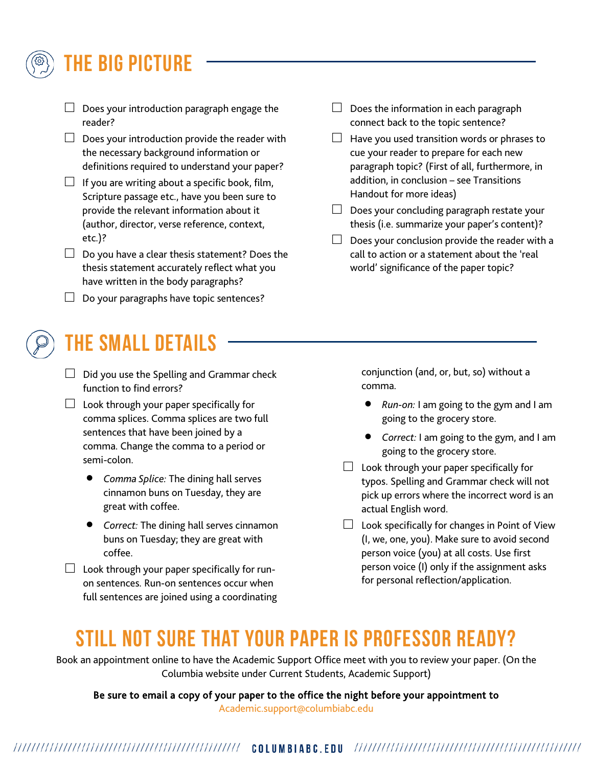## THE BIG PICTURE

- ☐ Does your introduction paragraph engage the reader?
- ☐ Does your introduction provide the reader with the necessary background information or definitions required to understand your paper?
- ☐ If you are writing about a specific book, film, Scripture passage etc., have you been sure to provide the relevant information about it (author, director, verse reference, context, etc.)?
- ☐ Do you have a clear thesis statement? Does the thesis statement accurately reflect what you have written in the body paragraphs?
- ☐ Do your paragraphs have topic sentences?
- ☐ Does the information in each paragraph connect back to the topic sentence?
- ☐ Have you used transition words or phrases to cue your reader to prepare for each new paragraph topic? (First of all, furthermore, in addition, in conclusion – see Transitions Handout for more ideas)
- ☐ Does your concluding paragraph restate your thesis (i.e. summarize your paper's content)?
- ☐ Does your conclusion provide the reader with a call to action or a statement about the 'real world' significance of the paper topic?

## THE SMALL DETAILS

- ☐ Did you use the Spelling and Grammar check function to find errors?
- ☐ Look through your paper specifically for comma splices. Comma splices are two full sentences that have been joined by a comma. Change the comma to a period or semi-colon.
  - *Comma Splice:* The dining hall serves cinnamon buns on Tuesday, they are great with coffee.
  - *Correct:* The dining hall serves cinnamon buns on Tuesday; they are great with coffee.
- ☐ Look through your paper specifically for run-on sentences. Run-on sentences occur when full sentences are joined using a coordinating conjunction (and, or, but, so) without a comma.
  - *Run-on:* I am going to the gym and I am going to the grocery store.
  - *Correct:* I am going to the gym, and I am going to the grocery store.
- ☐ Look through your paper specifically for typos. Spelling and Grammar check will not pick up errors where the incorrect word is an actual English word.
- ☐ Look specifically for changes in Point of View (I, we, one, you). Make sure to avoid second person voice (you) at all costs. Use first person voice (I) only if the assignment asks for personal reflection/application.

## STILL NOT SURE THAT YOUR PAPER IS PROFESSOR READY?

Book an appointment online to have the Academic Support Office meet with you to review your paper. (On the Columbia website under Current Students, Academic Support)

**Be sure to email a copy of your paper to the office the night before your appointment to**
Academic.support@columbiabc.edu